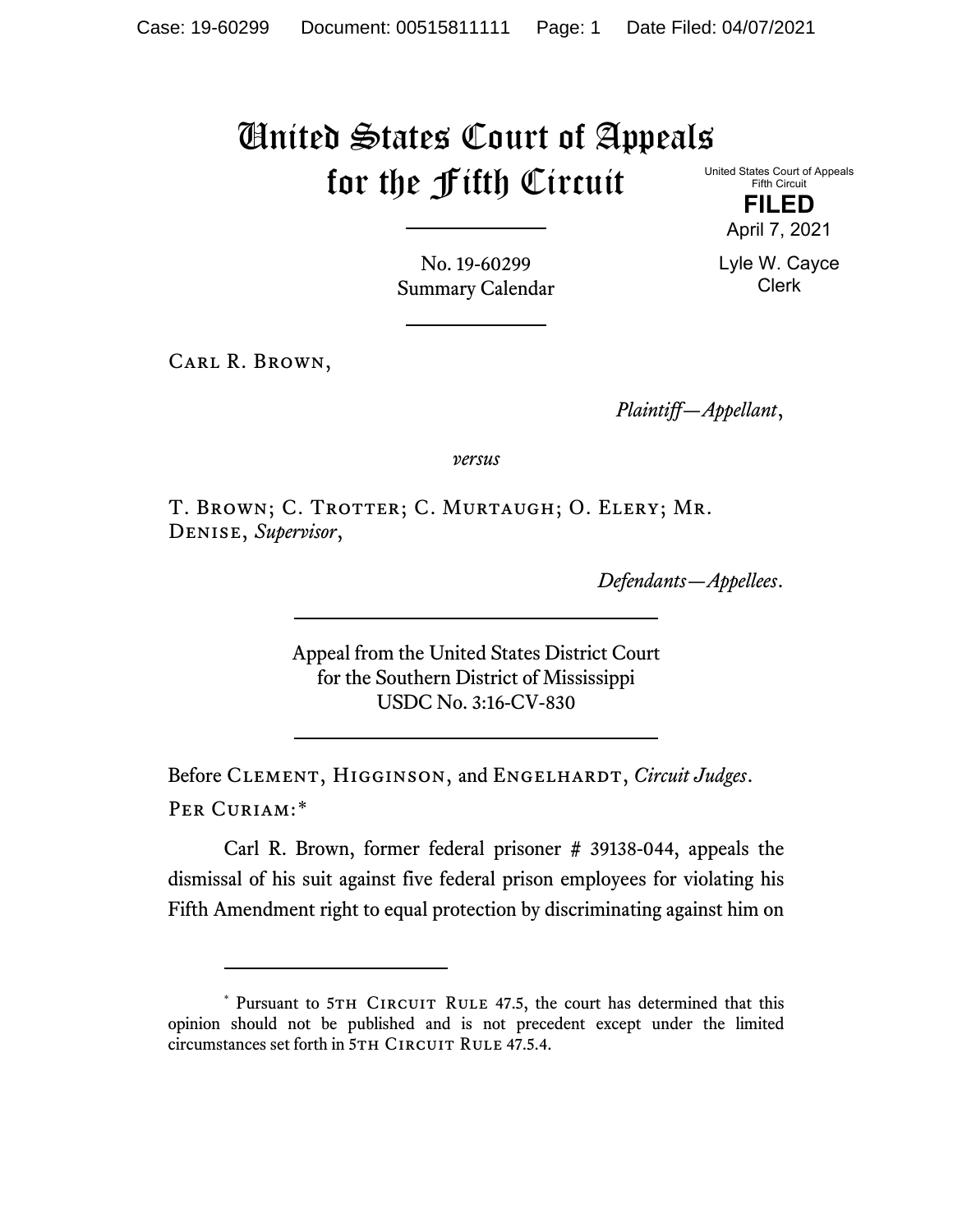# United States Court of Appeals for the Fifth Circuit

United States Court of Appeals
Fifth Circuit

**FILED**

April 7, 2021

Lyle W. Cayce
Clerk

No. 19-60299
Summary Calendar

CARL R. BROWN,

*Plaintiff—Appellant*,

*versus*

T. BROWN; C. TROTTER; C. MURTAUGH; O. ELERY; MR. DENISE, *Supervisor*,

*Defendants—Appellees*.

Appeal from the United States District Court
for the Southern District of Mississippi
USDC No. 3:16-CV-830

Before CLEMENT, HIGGINSON, and ENGELHARDT, *Circuit Judges*.

PER CURIAM:*

Carl R. Brown, former federal prisoner # 39138-044, appeals the dismissal of his suit against five federal prison employees for violating his Fifth Amendment right to equal protection by discriminating against him on

---

* Pursuant to 5TH CIRCUIT RULE 47.5, the court has determined that this opinion should not be published and is not precedent except under the limited circumstances set forth in 5TH CIRCUIT RULE 47.5.4.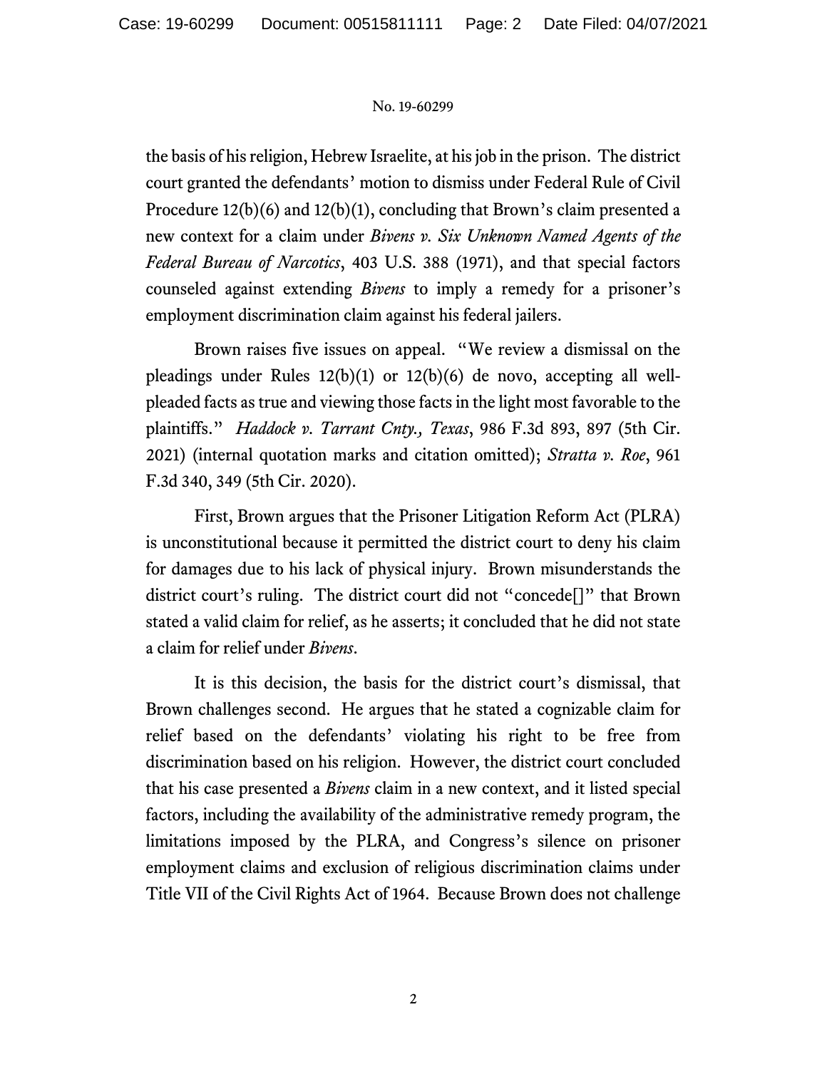the basis of his religion, Hebrew Israelite, at his job in the prison. The district court granted the defendants' motion to dismiss under Federal Rule of Civil Procedure 12(b)(6) and 12(b)(1), concluding that Brown's claim presented a new context for a claim under *Bivens v. Six Unknown Named Agents of the Federal Bureau of Narcotics*, 403 U.S. 388 (1971), and that special factors counseled against extending *Bivens* to imply a remedy for a prisoner's employment discrimination claim against his federal jailers.

Brown raises five issues on appeal. "We review a dismissal on the pleadings under Rules 12(b)(1) or 12(b)(6) de novo, accepting all well-pleaded facts as true and viewing those facts in the light most favorable to the plaintiffs." *Haddock v. Tarrant Cnty., Texas*, 986 F.3d 893, 897 (5th Cir. 2021) (internal quotation marks and citation omitted); *Stratta v. Roe*, 961 F.3d 340, 349 (5th Cir. 2020).

First, Brown argues that the Prisoner Litigation Reform Act (PLRA) is unconstitutional because it permitted the district court to deny his claim for damages due to his lack of physical injury. Brown misunderstands the district court's ruling. The district court did not "concede[]" that Brown stated a valid claim for relief, as he asserts; it concluded that he did not state a claim for relief under *Bivens*.

It is this decision, the basis for the district court's dismissal, that Brown challenges second. He argues that he stated a cognizable claim for relief based on the defendants' violating his right to be free from discrimination based on his religion. However, the district court concluded that his case presented a *Bivens* claim in a new context, and it listed special factors, including the availability of the administrative remedy program, the limitations imposed by the PLRA, and Congress's silence on prisoner employment claims and exclusion of religious discrimination claims under Title VII of the Civil Rights Act of 1964. Because Brown does not challenge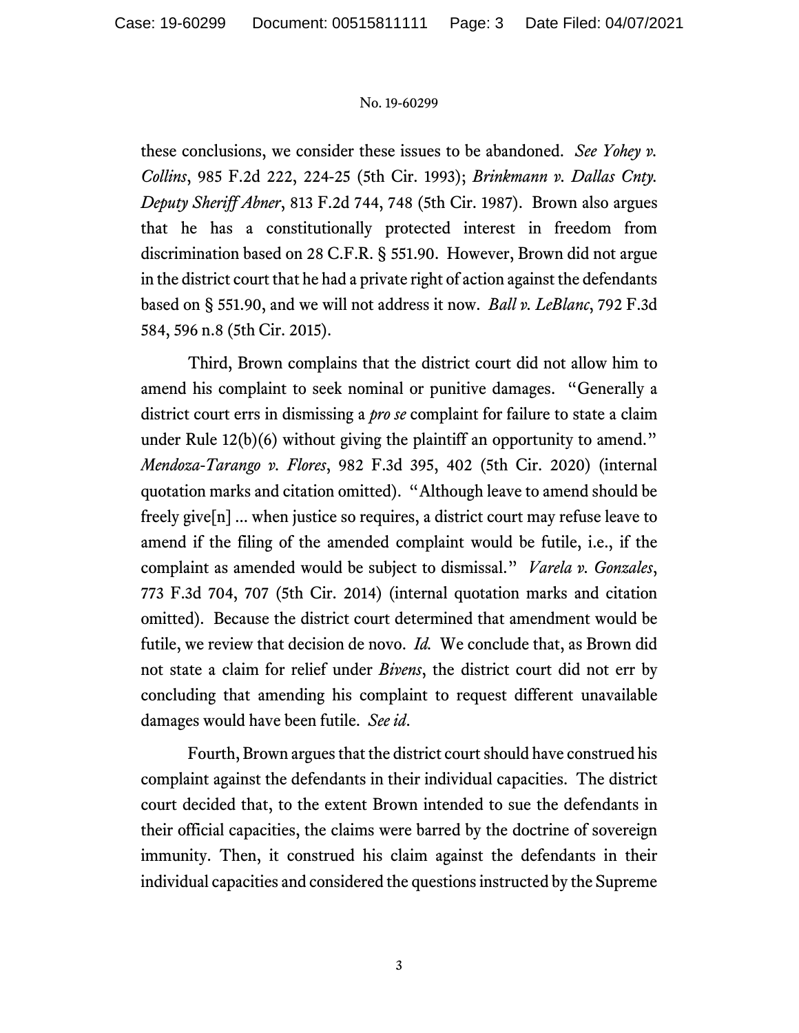these conclusions, we consider these issues to be abandoned. *See Yohey v. Collins*, 985 F.2d 222, 224-25 (5th Cir. 1993); *Brinkmann v. Dallas Cnty. Deputy Sheriff Abner*, 813 F.2d 744, 748 (5th Cir. 1987). Brown also argues that he has a constitutionally protected interest in freedom from discrimination based on 28 C.F.R. § 551.90. However, Brown did not argue in the district court that he had a private right of action against the defendants based on § 551.90, and we will not address it now. *Ball v. LeBlanc*, 792 F.3d 584, 596 n.8 (5th Cir. 2015).

Third, Brown complains that the district court did not allow him to amend his complaint to seek nominal or punitive damages. "Generally a district court errs in dismissing a *pro se* complaint for failure to state a claim under Rule 12(b)(6) without giving the plaintiff an opportunity to amend." *Mendoza-Tarango v. Flores*, 982 F.3d 395, 402 (5th Cir. 2020) (internal quotation marks and citation omitted). "Although leave to amend should be freely give[n] ... when justice so requires, a district court may refuse leave to amend if the filing of the amended complaint would be futile, i.e., if the complaint as amended would be subject to dismissal." *Varela v. Gonzales*, 773 F.3d 704, 707 (5th Cir. 2014) (internal quotation marks and citation omitted). Because the district court determined that amendment would be futile, we review that decision de novo. *Id.* We conclude that, as Brown did not state a claim for relief under *Bivens*, the district court did not err by concluding that amending his complaint to request different unavailable damages would have been futile. *See id*.

Fourth, Brown argues that the district court should have construed his complaint against the defendants in their individual capacities. The district court decided that, to the extent Brown intended to sue the defendants in their official capacities, the claims were barred by the doctrine of sovereign immunity. Then, it construed his claim against the defendants in their individual capacities and considered the questions instructed by the Supreme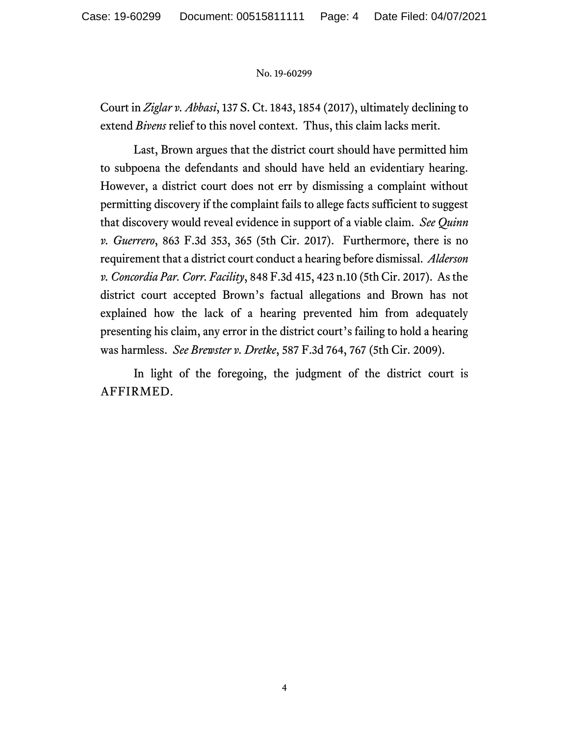Court in *Ziglar v. Abbasi*, 137 S. Ct. 1843, 1854 (2017), ultimately declining to extend *Bivens* relief to this novel context. Thus, this claim lacks merit.

Last, Brown argues that the district court should have permitted him to subpoena the defendants and should have held an evidentiary hearing. However, a district court does not err by dismissing a complaint without permitting discovery if the complaint fails to allege facts sufficient to suggest that discovery would reveal evidence in support of a viable claim. *See Quinn v. Guerrero*, 863 F.3d 353, 365 (5th Cir. 2017). Furthermore, there is no requirement that a district court conduct a hearing before dismissal. *Alderson v. Concordia Par. Corr. Facility*, 848 F.3d 415, 423 n.10 (5th Cir. 2017). As the district court accepted Brown's factual allegations and Brown has not explained how the lack of a hearing prevented him from adequately presenting his claim, any error in the district court's failing to hold a hearing was harmless. *See Brewster v. Dretke*, 587 F.3d 764, 767 (5th Cir. 2009).

In light of the foregoing, the judgment of the district court is AFFIRMED.